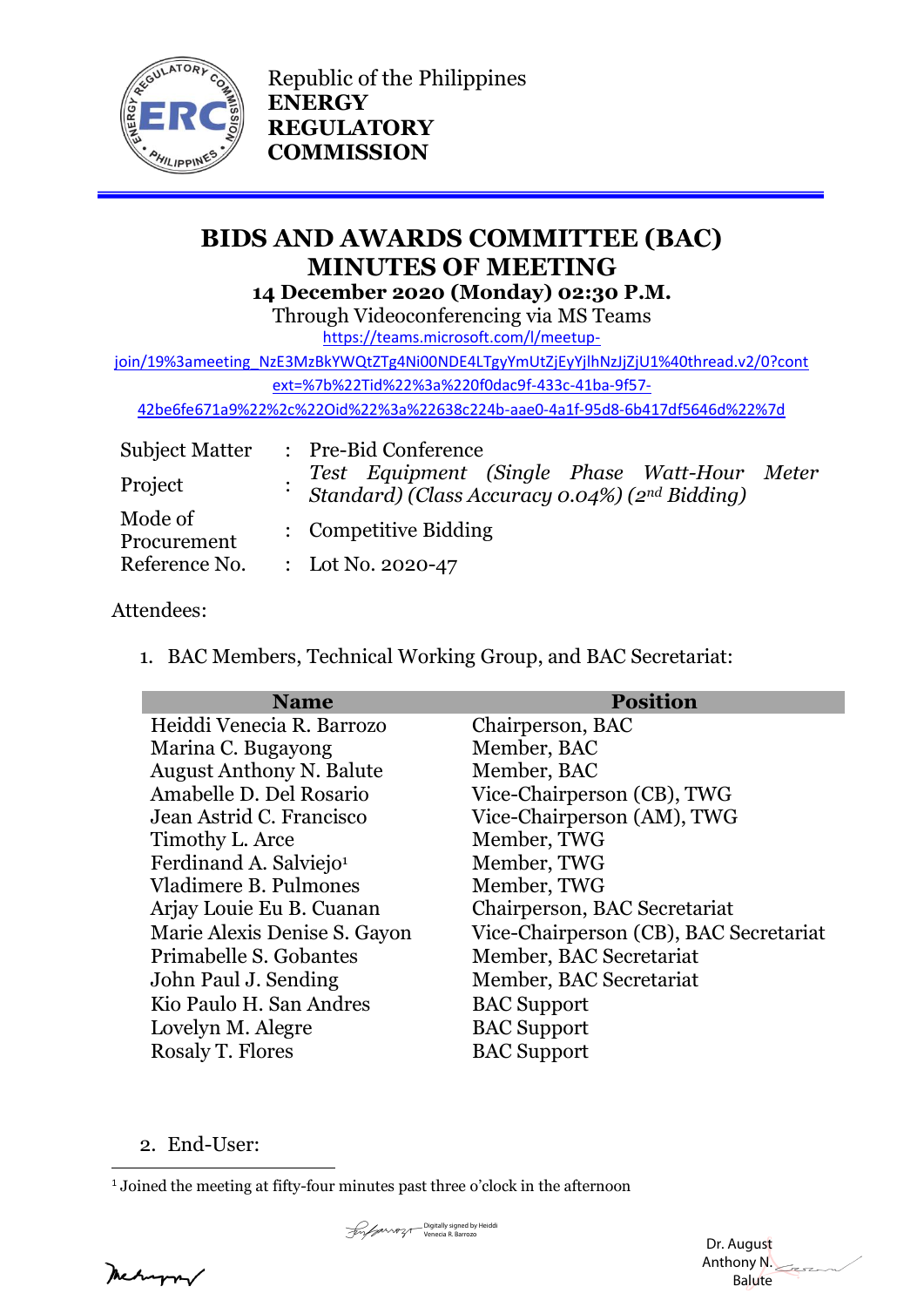Republic of the Philippines
**ENERGY REGULATORY COMMISSION**

# BIDS AND AWARDS COMMITTEE (BAC) MINUTES OF MEETING

**14 December 2020 (Monday) 02:30 P.M.**

Through Videoconferencing via MS Teams

https://teams.microsoft.com/l/meetup-join/19%3ameeting_NzE3MzBkYWQtZTg4Ni00NDE4LTgyYmUtZjEyYjlhNzJjZjU1%40thread.v2/0?context=%7b%22Tid%22%3a%220f0dac9f-433c-41ba-9f57-42be6fe671a9%22%2c%22Oid%22%3a%22638c224b-aae0-4a1f-95d8-6b417df5646d%22%7d

| | | |
|---|---|---|
| Subject Matter | : | Pre-Bid Conference |
| Project | : | *Test Equipment (Single Phase Watt-Hour Meter Standard) (Class Accuracy 0.04%) (2nd Bidding)* |
| Mode of Procurement | : | Competitive Bidding |
| Reference No. | : | Lot No. 2020-47 |

Attendees:

1. BAC Members, Technical Working Group, and BAC Secretariat:

| Name | Position |
|---|---|
| Heiddi Venecia R. Barrozo | Chairperson, BAC |
| Marina C. Bugayong | Member, BAC |
| August Anthony N. Balute | Member, BAC |
| Amabelle D. Del Rosario | Vice-Chairperson (CB), TWG |
| Jean Astrid C. Francisco | Vice-Chairperson (AM), TWG |
| Timothy L. Arce | Member, TWG |
| Ferdinand A. Salviejo[1] | Member, TWG |
| Vladimere B. Pulmones | Member, TWG |
| Arjay Louie Eu B. Cuanan | Chairperson, BAC Secretariat |
| Marie Alexis Denise S. Gayon | Vice-Chairperson (CB), BAC Secretariat |
| Primabelle S. Gobantes | Member, BAC Secretariat |
| John Paul J. Sending | Member, BAC Secretariat |
| Kio Paulo H. San Andres | BAC Support |
| Lovelyn M. Alegre | BAC Support |
| Rosaly T. Flores | BAC Support |

2. End-User:

[1] Joined the meeting at fifty-four minutes past three o'clock in the afternoon

Digitally signed by Heiddi Venecia R. Barrozo

Dr. August Anthony N. Balute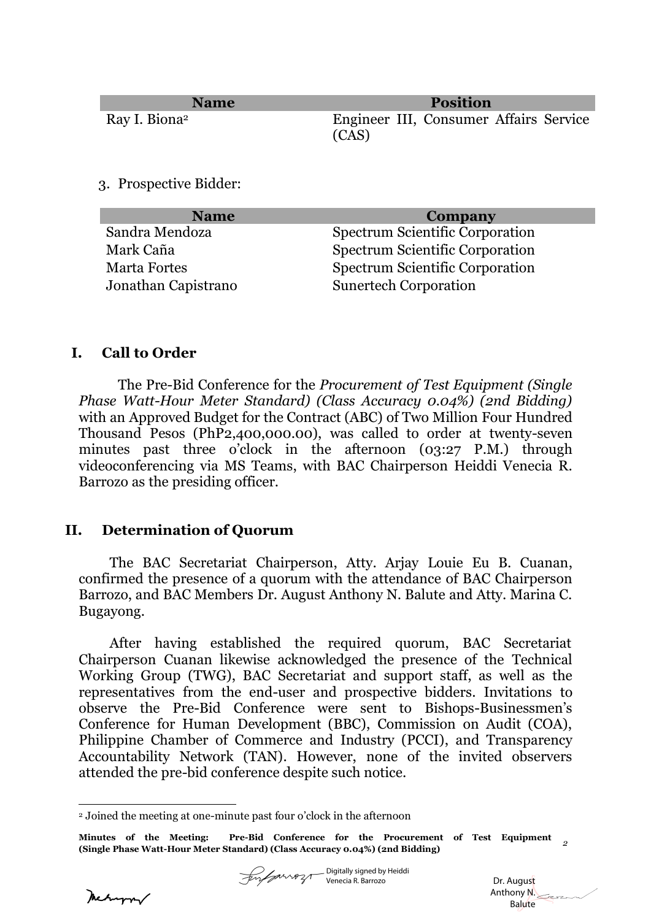| Name | Position |
|---|---|
| Ray I. Biona[2] | Engineer III, Consumer Affairs Service (CAS) |

3. Prospective Bidder:

| Name | Company |
|---|---|
| Sandra Mendoza | Spectrum Scientific Corporation |
| Mark Caña | Spectrum Scientific Corporation |
| Marta Fortes | Spectrum Scientific Corporation |
| Jonathan Capistrano | Sunertech Corporation |

## I. Call to Order

The Pre-Bid Conference for the *Procurement of Test Equipment (Single Phase Watt-Hour Meter Standard) (Class Accuracy 0.04%) (2nd Bidding)* with an Approved Budget for the Contract (ABC) of Two Million Four Hundred Thousand Pesos (PhP2,400,000.00), was called to order at twenty-seven minutes past three o'clock in the afternoon (03:27 P.M.) through videoconferencing via MS Teams, with BAC Chairperson Heiddi Venecia R. Barrozo as the presiding officer.

## II. Determination of Quorum

The BAC Secretariat Chairperson, Atty. Arjay Louie Eu B. Cuanan, confirmed the presence of a quorum with the attendance of BAC Chairperson Barrozo, and BAC Members Dr. August Anthony N. Balute and Atty. Marina C. Bugayong.

After having established the required quorum, BAC Secretariat Chairperson Cuanan likewise acknowledged the presence of the Technical Working Group (TWG), BAC Secretariat and support staff, as well as the representatives from the end-user and prospective bidders. Invitations to observe the Pre-Bid Conference were sent to Bishops-Businessmen's Conference for Human Development (BBC), Commission on Audit (COA), Philippine Chamber of Commerce and Industry (PCCI), and Transparency Accountability Network (TAN). However, none of the invited observers attended the pre-bid conference despite such notice.

[2] Joined the meeting at one-minute past four o'clock in the afternoon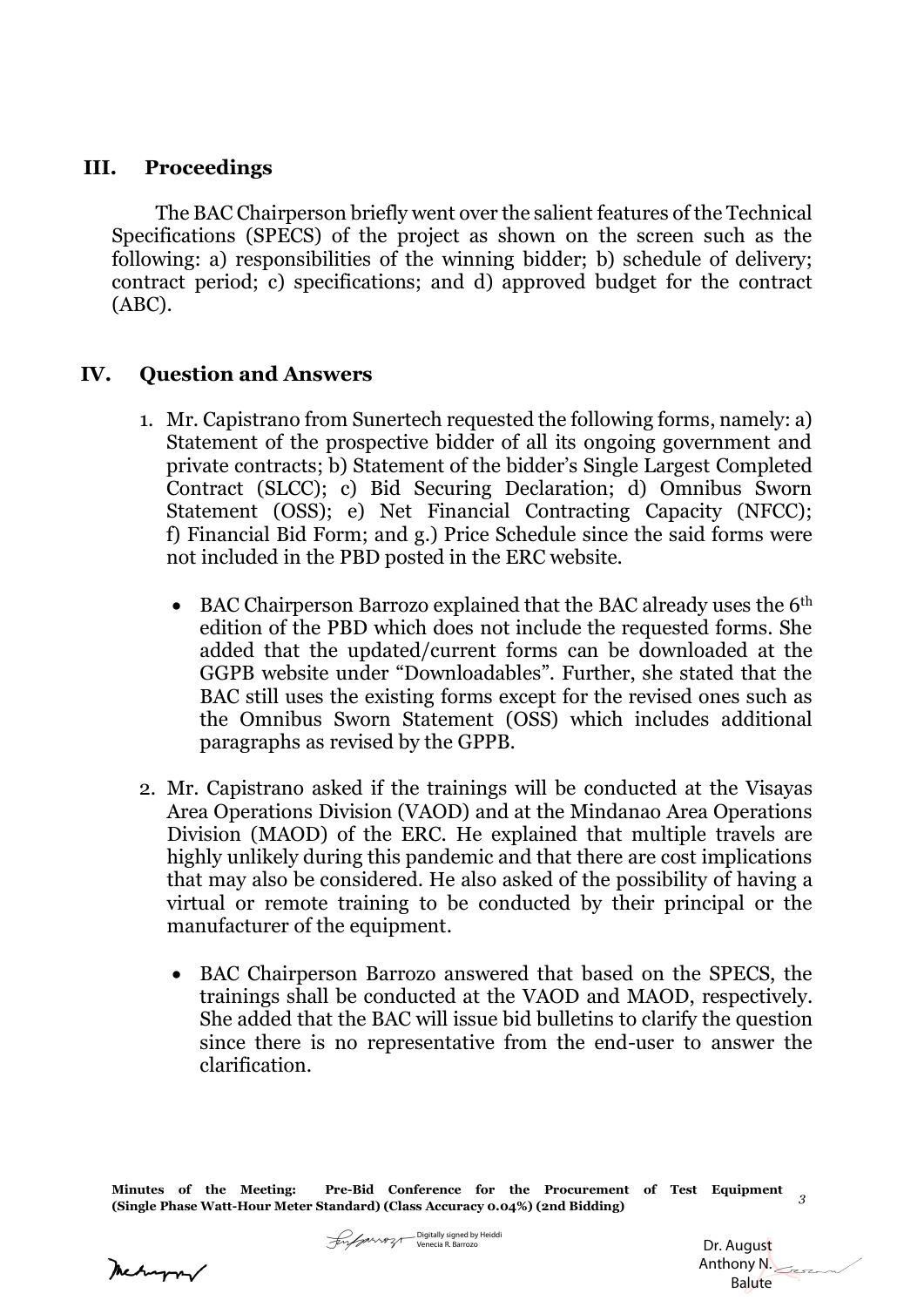## III. Proceedings

The BAC Chairperson briefly went over the salient features of the Technical Specifications (SPECS) of the project as shown on the screen such as the following: a) responsibilities of the winning bidder; b) schedule of delivery; contract period; c) specifications; and d) approved budget for the contract (ABC).

## IV. Question and Answers

1. Mr. Capistrano from Sunertech requested the following forms, namely: a) Statement of the prospective bidder of all its ongoing government and private contracts; b) Statement of the bidder's Single Largest Completed Contract (SLCC); c) Bid Securing Declaration; d) Omnibus Sworn Statement (OSS); e) Net Financial Contracting Capacity (NFCC); f) Financial Bid Form; and g.) Price Schedule since the said forms were not included in the PBD posted in the ERC website.

   - BAC Chairperson Barrozo explained that the BAC already uses the 6th edition of the PBD which does not include the requested forms. She added that the updated/current forms can be downloaded at the GGPB website under "Downloadables". Further, she stated that the BAC still uses the existing forms except for the revised ones such as the Omnibus Sworn Statement (OSS) which includes additional paragraphs as revised by the GPPB.

2. Mr. Capistrano asked if the trainings will be conducted at the Visayas Area Operations Division (VAOD) and at the Mindanao Area Operations Division (MAOD) of the ERC. He explained that multiple travels are highly unlikely during this pandemic and that there are cost implications that may also be considered. He also asked of the possibility of having a virtual or remote training to be conducted by their principal or the manufacturer of the equipment.

   - BAC Chairperson Barrozo answered that based on the SPECS, the trainings shall be conducted at the VAOD and MAOD, respectively. She added that the BAC will issue bid bulletins to clarify the question since there is no representative from the end-user to answer the clarification.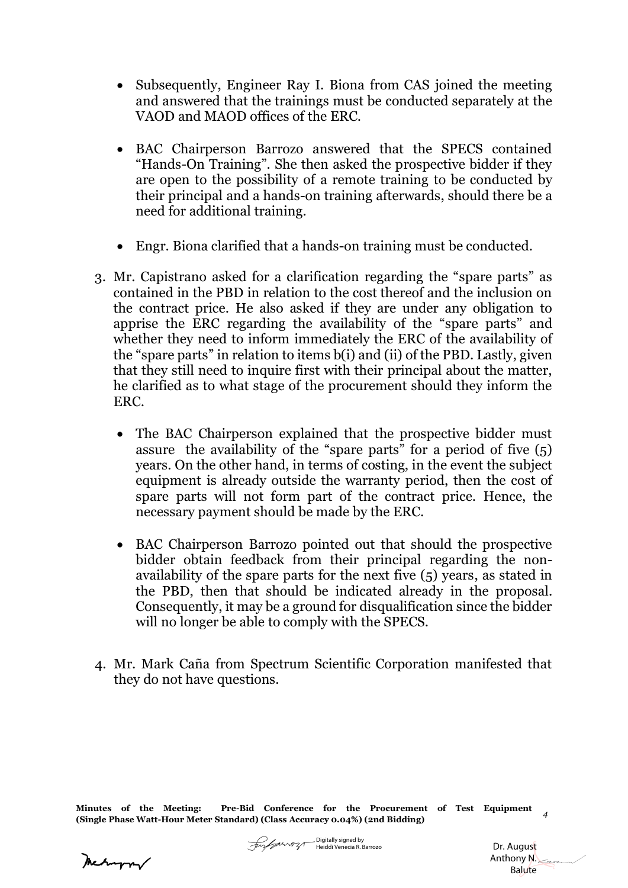- Subsequently, Engineer Ray I. Biona from CAS joined the meeting and answered that the trainings must be conducted separately at the VAOD and MAOD offices of the ERC.

- BAC Chairperson Barrozo answered that the SPECS contained "Hands-On Training". She then asked the prospective bidder if they are open to the possibility of a remote training to be conducted by their principal and a hands-on training afterwards, should there be a need for additional training.

- Engr. Biona clarified that a hands-on training must be conducted.

3. Mr. Capistrano asked for a clarification regarding the "spare parts" as contained in the PBD in relation to the cost thereof and the inclusion on the contract price. He also asked if they are under any obligation to apprise the ERC regarding the availability of the "spare parts" and whether they need to inform immediately the ERC of the availability of the "spare parts" in relation to items b(i) and (ii) of the PBD. Lastly, given that they still need to inquire first with their principal about the matter, he clarified as to what stage of the procurement should they inform the ERC.

   - The BAC Chairperson explained that the prospective bidder must assure the availability of the "spare parts" for a period of five (5) years. On the other hand, in terms of costing, in the event the subject equipment is already outside the warranty period, then the cost of spare parts will not form part of the contract price. Hence, the necessary payment should be made by the ERC.

   - BAC Chairperson Barrozo pointed out that should the prospective bidder obtain feedback from their principal regarding the non-availability of the spare parts for the next five (5) years, as stated in the PBD, then that should be indicated already in the proposal. Consequently, it may be a ground for disqualification since the bidder will no longer be able to comply with the SPECS.

4. Mr. Mark Caña from Spectrum Scientific Corporation manifested that they do not have questions.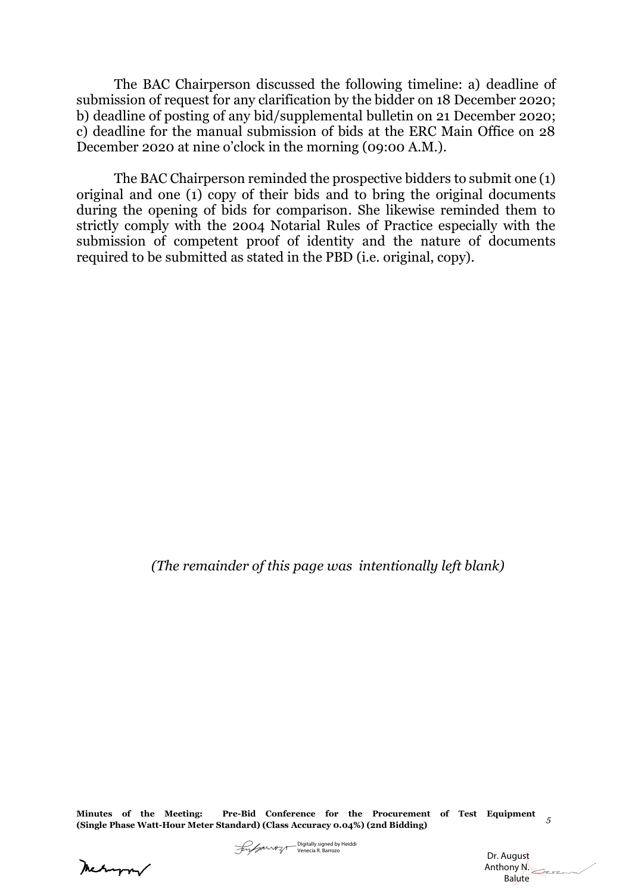The BAC Chairperson discussed the following timeline: a) deadline of submission of request for any clarification by the bidder on 18 December 2020; b) deadline of posting of any bid/supplemental bulletin on 21 December 2020; c) deadline for the manual submission of bids at the ERC Main Office on 28 December 2020 at nine o'clock in the morning (09:00 A.M.).

The BAC Chairperson reminded the prospective bidders to submit one (1) original and one (1) copy of their bids and to bring the original documents during the opening of bids for comparison. She likewise reminded them to strictly comply with the 2004 Notarial Rules of Practice especially with the submission of competent proof of identity and the nature of documents required to be submitted as stated in the PBD (i.e. original, copy).

*(The remainder of this page was intentionally left blank)*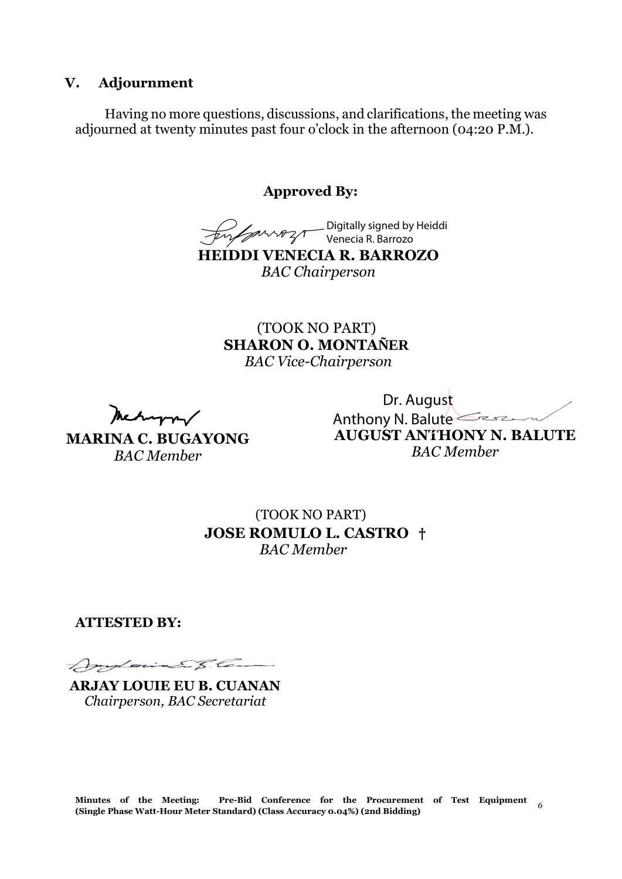## V. Adjournment

Having no more questions, discussions, and clarifications, the meeting was adjourned at twenty minutes past four o'clock in the afternoon (04:20 P.M.).

**Approved By:**

Digitally signed by Heiddi Venecia R. Barrozo

**HEIDDI VENECIA R. BARROZO**
*BAC Chairperson*

(TOOK NO PART)
**SHARON O. MONTAÑER**
*BAC Vice-Chairperson*

**MARINA C. BUGAYONG**
*BAC Member*

Dr. August Anthony N. Balute

**AUGUST ANTHONY N. BALUTE**
*BAC Member*

(TOOK NO PART)
**JOSE ROMULO L. CASTRO †**
*BAC Member*

**ATTESTED BY:**

**ARJAY LOUIE EU B. CUANAN**
*Chairperson, BAC Secretariat*